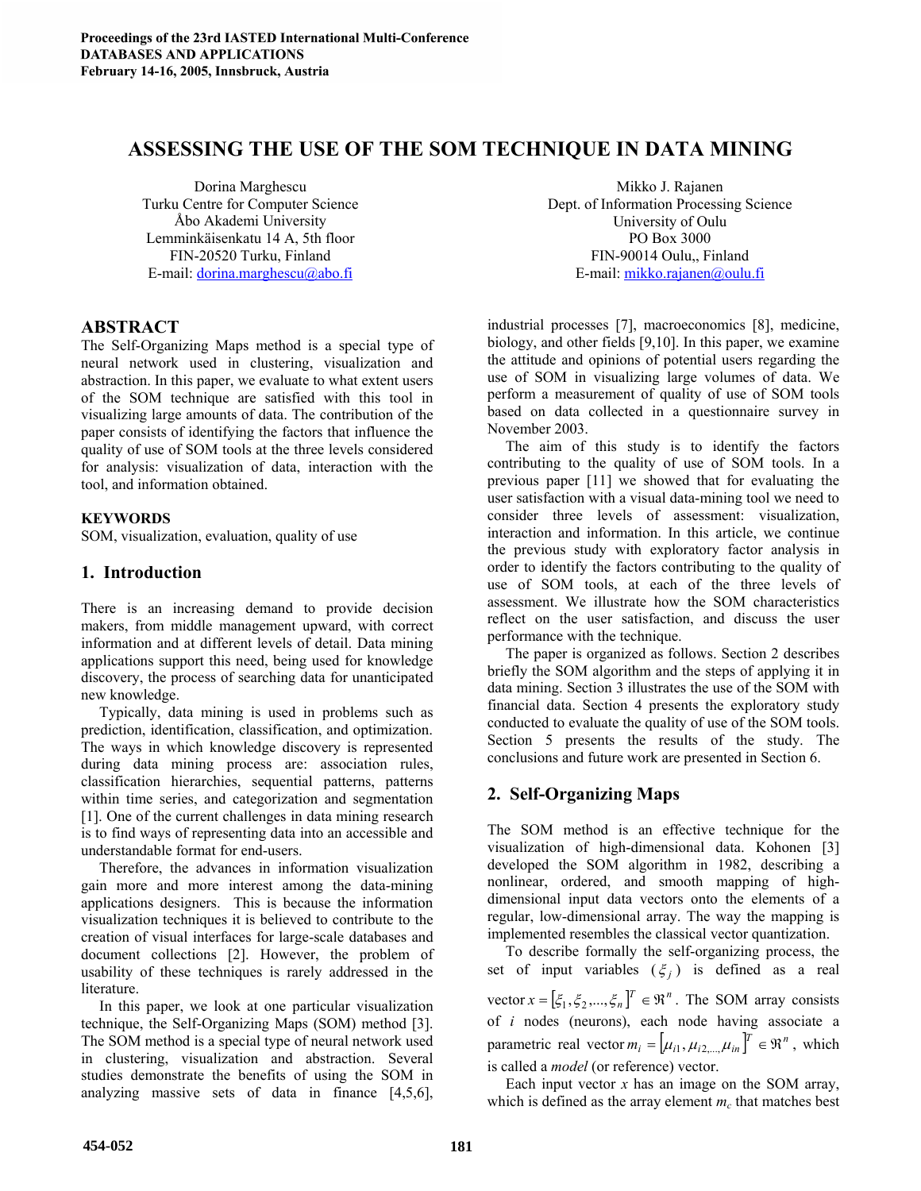# ASSESSING THE USE OF THE SOM TECHNIQUE IN DATA MINING

Dorina Marghescu
Turku Centre for Computer Science
Åbo Akademi University
Lemminkäisenkatu 14 A, 5th floor
FIN-20520 Turku, Finland
E-mail: dorina.marghescu@abo.fi

Mikko J. Rajanen
Dept. of Information Processing Science
University of Oulu
PO Box 3000
FIN-90014 Oulu,, Finland
E-mail: mikko.rajanen@oulu.fi

## ABSTRACT

The Self-Organizing Maps method is a special type of neural network used in clustering, visualization and abstraction. In this paper, we evaluate to what extent users of the SOM technique are satisfied with this tool in visualizing large amounts of data. The contribution of the paper consists of identifying the factors that influence the quality of use of SOM tools at the three levels considered for analysis: visualization of data, interaction with the tool, and information obtained.

## KEYWORDS

SOM, visualization, evaluation, quality of use

## 1. Introduction

There is an increasing demand to provide decision makers, from middle management upward, with correct information and at different levels of detail. Data mining applications support this need, being used for knowledge discovery, the process of searching data for unanticipated new knowledge.

Typically, data mining is used in problems such as prediction, identification, classification, and optimization. The ways in which knowledge discovery is represented during data mining process are: association rules, classification hierarchies, sequential patterns, patterns within time series, and categorization and segmentation [1]. One of the current challenges in data mining research is to find ways of representing data into an accessible and understandable format for end-users.

Therefore, the advances in information visualization gain more and more interest among the data-mining applications designers. This is because the information visualization techniques it is believed to contribute to the creation of visual interfaces for large-scale databases and document collections [2]. However, the problem of usability of these techniques is rarely addressed in the literature.

In this paper, we look at one particular visualization technique, the Self-Organizing Maps (SOM) method [3]. The SOM method is a special type of neural network used in clustering, visualization and abstraction. Several studies demonstrate the benefits of using the SOM in analyzing massive sets of data in finance [4,5,6], industrial processes [7], macroeconomics [8], medicine, biology, and other fields [9,10]. In this paper, we examine the attitude and opinions of potential users regarding the use of SOM in visualizing large volumes of data. We perform a measurement of quality of use of SOM tools based on data collected in a questionnaire survey in November 2003.

The aim of this study is to identify the factors contributing to the quality of use of SOM tools. In a previous paper [11] we showed that for evaluating the user satisfaction with a visual data-mining tool we need to consider three levels of assessment: visualization, interaction and information. In this article, we continue the previous study with exploratory factor analysis in order to identify the factors contributing to the quality of use of SOM tools, at each of the three levels of assessment. We illustrate how the SOM characteristics reflect on the user satisfaction, and discuss the user performance with the technique.

The paper is organized as follows. Section 2 describes briefly the SOM algorithm and the steps of applying it in data mining. Section 3 illustrates the use of the SOM with financial data. Section 4 presents the exploratory study conducted to evaluate the quality of use of the SOM tools. Section 5 presents the results of the study. The conclusions and future work are presented in Section 6.

## 2. Self-Organizing Maps

The SOM method is an effective technique for the visualization of high-dimensional data. Kohonen [3] developed the SOM algorithm in 1982, describing a nonlinear, ordered, and smooth mapping of high-dimensional input data vectors onto the elements of a regular, low-dimensional array. The way the mapping is implemented resembles the classical vector quantization.

To describe formally the self-organizing process, the set of input variables ($\xi_j$) is defined as a real vector $x = [\xi_1, \xi_2, ..., \xi_n]^T \in \Re^n$. The SOM array consists of $i$ nodes (neurons), each node having associate a parametric real vector $m_i = [\mu_{i1}, \mu_{i2,...,}\mu_{in}]^T \in \Re^n$, which is called a *model* (or reference) vector.

Each input vector $x$ has an image on the SOM array, which is defined as the array element $m_c$ that matches best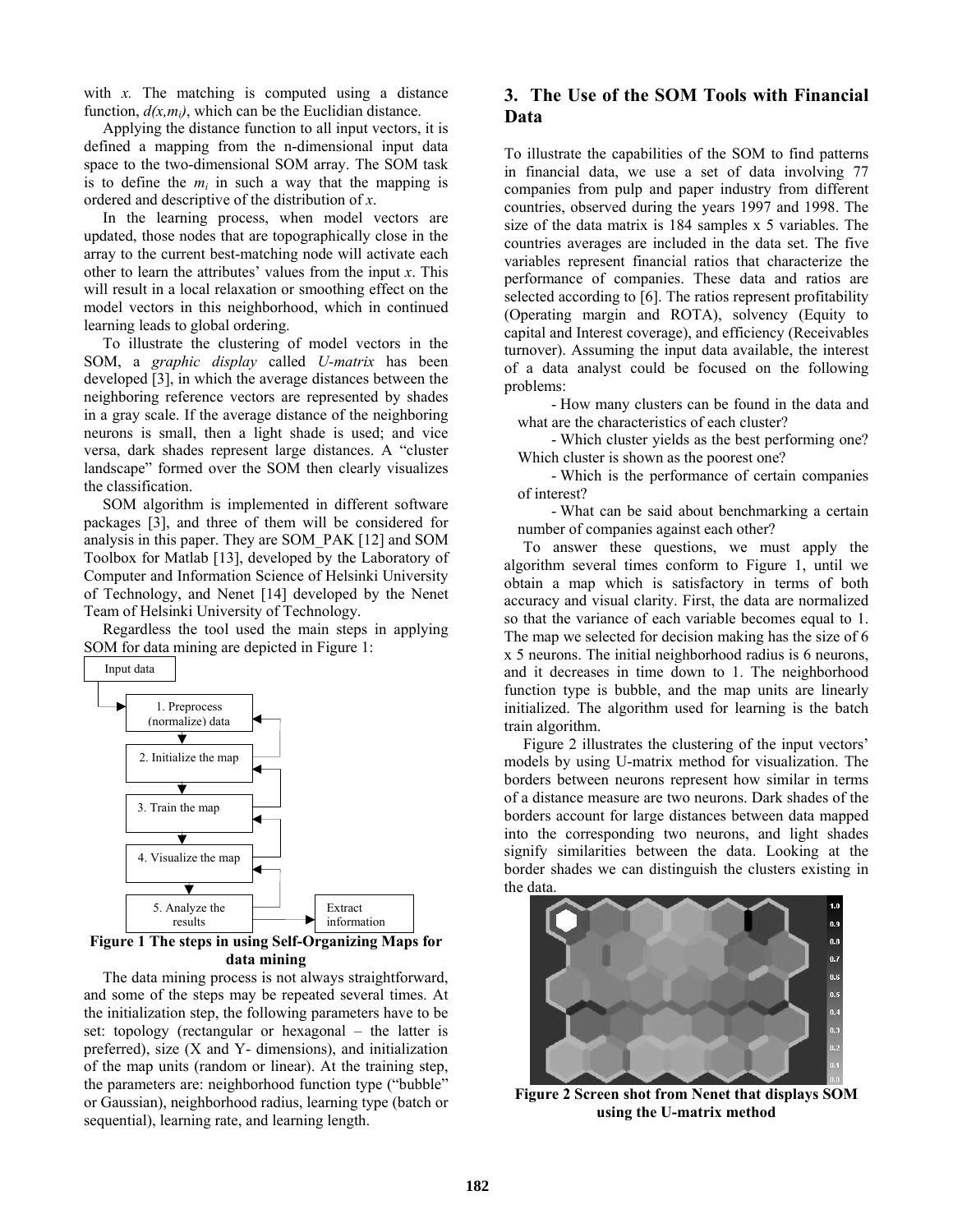with $x$. The matching is computed using a distance function, $d(x,m_i)$, which can be the Euclidian distance.

Applying the distance function to all input vectors, it is defined a mapping from the n-dimensional input data space to the two-dimensional SOM array. The SOM task is to define the $m_i$ in such a way that the mapping is ordered and descriptive of the distribution of $x$.

In the learning process, when model vectors are updated, those nodes that are topographically close in the array to the current best-matching node will activate each other to learn the attributes' values from the input $x$. This will result in a local relaxation or smoothing effect on the model vectors in this neighborhood, which in continued learning leads to global ordering.

To illustrate the clustering of model vectors in the SOM, a *graphic display* called *U-matrix* has been developed [3], in which the average distances between the neighboring reference vectors are represented by shades in a gray scale. If the average distance of the neighboring neurons is small, then a light shade is used; and vice versa, dark shades represent large distances. A "cluster landscape" formed over the SOM then clearly visualizes the classification.

SOM algorithm is implemented in different software packages [3], and three of them will be considered for analysis in this paper. They are SOM_PAK [12] and SOM Toolbox for Matlab [13], developed by the Laboratory of Computer and Information Science of Helsinki University of Technology, and Nenet [14] developed by the Nenet Team of Helsinki University of Technology.

Regardless the tool used the main steps in applying SOM for data mining are depicted in Figure 1:

Input data

1. Preprocess (normalize) data
2. Initialize the map
3. Train the map
4. Visualize the map
5. Analyze the results

Extract information

**Figure 1 The steps in using Self-Organizing Maps for data mining**

The data mining process is not always straightforward, and some of the steps may be repeated several times. At the initialization step, the following parameters have to be set: topology (rectangular or hexagonal – the latter is preferred), size (X and Y- dimensions), and initialization of the map units (random or linear). At the training step, the parameters are: neighborhood function type ("bubble" or Gaussian), neighborhood radius, learning type (batch or sequential), learning rate, and learning length.

## 3. The Use of the SOM Tools with Financial Data

To illustrate the capabilities of the SOM to find patterns in financial data, we use a set of data involving 77 companies from pulp and paper industry from different countries, observed during the years 1997 and 1998. The size of the data matrix is 184 samples x 5 variables. The countries averages are included in the data set. The five variables represent financial ratios that characterize the performance of companies. These data and ratios are selected according to [6]. The ratios represent profitability (Operating margin and ROTA), solvency (Equity to capital and Interest coverage), and efficiency (Receivables turnover). Assuming the input data available, the interest of a data analyst could be focused on the following problems:

- How many clusters can be found in the data and what are the characteristics of each cluster?
- Which cluster yields as the best performing one? Which cluster is shown as the poorest one?
- Which is the performance of certain companies of interest?
- What can be said about benchmarking a certain number of companies against each other?

To answer these questions, we must apply the algorithm several times conform to Figure 1, until we obtain a map which is satisfactory in terms of both accuracy and visual clarity. First, the data are normalized so that the variance of each variable becomes equal to 1. The map we selected for decision making has the size of 6 x 5 neurons. The initial neighborhood radius is 6 neurons, and it decreases in time down to 1. The neighborhood function type is bubble, and the map units are linearly initialized. The algorithm used for learning is the batch train algorithm.

Figure 2 illustrates the clustering of the input vectors' models by using U-matrix method for visualization. The borders between neurons represent how similar in terms of a distance measure are two neurons. Dark shades of the borders account for large distances between data mapped into the corresponding two neurons, and light shades signify similarities between the data. Looking at the border shades we can distinguish the clusters existing in the data.

**Figure 2 Screen shot from Nenet that displays SOM using the U-matrix method**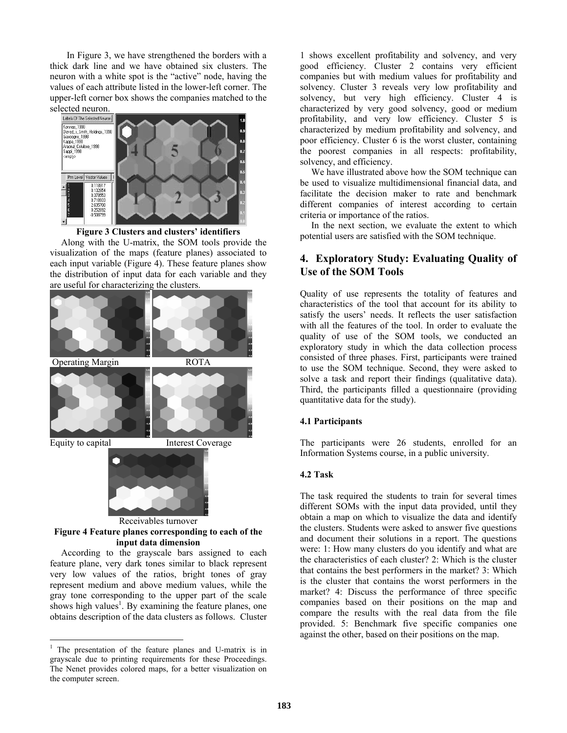In Figure 3, we have strengthened the borders with a thick dark line and we have obtained six clusters. The neuron with a white spot is the "active" node, having the values of each attribute listed in the lower-left corner. The upper-left corner box shows the companies matched to the selected neuron.

**Figure 3 Clusters and clusters' identifiers**

Along with the U-matrix, the SOM tools provide the visualization of the maps (feature planes) associated to each input variable (Figure 4). These feature planes show the distribution of input data for each variable and they are useful for characterizing the clusters.

Operating Margin ROTA

Equity to capital Interest Coverage

Receivables turnover

**Figure 4 Feature planes corresponding to each of the input data dimension**

According to the grayscale bars assigned to each feature plane, very dark tones similar to black represent very low values of the ratios, bright tones of gray represent medium and above medium values, while the gray tone corresponding to the upper part of the scale shows high values[1]. By examining the feature planes, one obtains description of the data clusters as follows. Cluster 1 shows excellent profitability and solvency, and very good efficiency. Cluster 2 contains very efficient companies but with medium values for profitability and solvency. Cluster 3 reveals very low profitability and solvency, but very high efficiency. Cluster 4 is characterized by very good solvency, good or medium profitability, and very low efficiency. Cluster 5 is characterized by medium profitability and solvency, and poor efficiency. Cluster 6 is the worst cluster, containing the poorest companies in all respects: profitability, solvency, and efficiency.

We have illustrated above how the SOM technique can be used to visualize multidimensional financial data, and facilitate the decision maker to rate and benchmark different companies of interest according to certain criteria or importance of the ratios.

In the next section, we evaluate the extent to which potential users are satisfied with the SOM technique.

## 4. Exploratory Study: Evaluating Quality of Use of the SOM Tools

Quality of use represents the totality of features and characteristics of the tool that account for its ability to satisfy the users' needs. It reflects the user satisfaction with all the features of the tool. In order to evaluate the quality of use of the SOM tools, we conducted an exploratory study in which the data collection process consisted of three phases. First, participants were trained to use the SOM technique. Second, they were asked to solve a task and report their findings (qualitative data). Third, the participants filled a questionnaire (providing quantitative data for the study).

### 4.1 Participants

The participants were 26 students, enrolled for an Information Systems course, in a public university.

### 4.2 Task

The task required the students to train for several times different SOMs with the input data provided, until they obtain a map on which to visualize the data and identify the clusters. Students were asked to answer five questions and document their solutions in a report. The questions were: 1: How many clusters do you identify and what are the characteristics of each cluster? 2: Which is the cluster that contains the best performers in the market? 3: Which is the cluster that contains the worst performers in the market? 4: Discuss the performance of three specific companies based on their positions on the map and compare the results with the real data from the file provided. 5: Benchmark five specific companies one against the other, based on their positions on the map.

---

[1] The presentation of the feature planes and U-matrix is in grayscale due to printing requirements for these Proceedings. The Nenet provides colored maps, for a better visualization on the computer screen.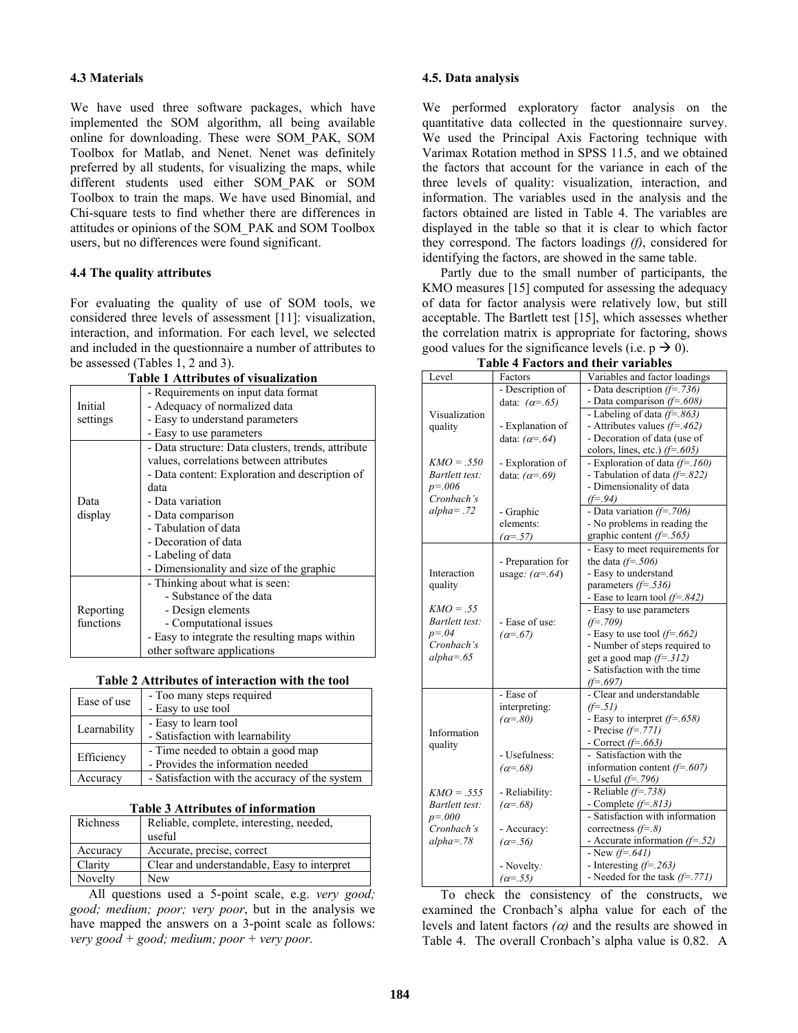### 4.3 Materials

We have used three software packages, which have implemented the SOM algorithm, all being available online for downloading. These were SOM_PAK, SOM Toolbox for Matlab, and Nenet. Nenet was definitely preferred by all students, for visualizing the maps, while different students used either SOM_PAK or SOM Toolbox to train the maps. We have used Binomial, and Chi-square tests to find whether there are differences in attitudes or opinions of the SOM_PAK and SOM Toolbox users, but no differences were found significant.

### 4.4 The quality attributes

For evaluating the quality of use of SOM tools, we considered three levels of assessment [11]: visualization, interaction, and information. For each level, we selected and included in the questionnaire a number of attributes to be assessed (Tables 1, 2 and 3).

**Table 1 Attributes of visualization**

| | |
|---|---|
| Initial settings | - Requirements on input data format<br>- Adequacy of normalized data<br>- Easy to understand parameters<br>- Easy to use parameters |
| Data display | - Data structure: Data clusters, trends, attribute values, correlations between attributes<br>- Data content: Exploration and description of data<br>- Data variation<br>- Data comparison<br>- Tabulation of data<br>- Decoration of data<br>- Labeling of data<br>- Dimensionality and size of the graphic |
| Reporting functions | - Thinking about what is seen:<br>- Substance of the data<br>- Design elements<br>- Computational issues<br>- Easy to integrate the resulting maps within other software applications |

**Table 2 Attributes of interaction with the tool**

| | |
|---|---|
| Ease of use | - Too many steps required<br>- Easy to use tool |
| Learnability | - Easy to learn tool<br>- Satisfaction with learnability |
| Efficiency | - Time needed to obtain a good map<br>- Provides the information needed |
| Accuracy | - Satisfaction with the accuracy of the system |

**Table 3 Attributes of information**

| | |
|---|---|
| Richness | Reliable, complete, interesting, needed, useful |
| Accuracy | Accurate, precise, correct |
| Clarity | Clear and understandable, Easy to interpret |
| Novelty | New |

All questions used a 5-point scale, e.g. *very good; good; medium; poor; very poor*, but in the analysis we have mapped the answers on a 3-point scale as follows: *very good + good; medium; poor + very poor.*

### 4.5. Data analysis

We performed exploratory factor analysis on the quantitative data collected in the questionnaire survey. We used the Principal Axis Factoring technique with Varimax Rotation method in SPSS 11.5, and we obtained the factors that account for the variance in each of the three levels of quality: visualization, interaction, and information. The variables used in the analysis and the factors obtained are listed in Table 4. The variables are displayed in the table so that it is clear to which factor they correspond. The factors loadings *(f)*, considered for identifying the factors, are showed in the same table.

Partly due to the small number of participants, the KMO measures [15] computed for assessing the adequacy of data for factor analysis were relatively low, but still acceptable. The Bartlett test [15], which assesses whether the correlation matrix is appropriate for factoring, shows good values for the significance levels (i.e. $p \rightarrow 0$).

**Table 4 Factors and their variables**

| Level | Factors | Variables and factor loadings |
|---|---|---|
| Visualization quality<br><br>*KMO = .550*<br>*Bartlett test: p=.006*<br>*Cronbach's alpha= .72* | - Description of data: ($\alpha$=.65) | - Data description *(f=.736)*<br>- Data comparison *(f=.608)* |
| | - Explanation of data: ($\alpha$=.64) | - Labeling of data *(f=.863)*<br>- Attributes values *(f=.462)*<br>- Decoration of data (use of colors, lines, etc.) *(f=.605)* |
| | - Exploration of data: ($\alpha$=.69) | - Exploration of data *(f=.160)*<br>- Tabulation of data *(f=.822)*<br>- Dimensionality of data *(f=.94)* |
| | - Graphic elements: ($\alpha$=.57) | - Data variation *(f=.706)*<br>- No problems in reading the graphic content *(f=.565)* |
| Interaction quality<br><br>*KMO = .55*<br>*Bartlett test: p=.04*<br>*Cronbach's alpha=.65* | - Preparation for usage: ($\alpha$=.64) | - Easy to meet requirements for the data *(f=.506)*<br>- Easy to understand parameters *(f=.536)*<br>- Ease to learn tool *(f=.842)* |
| | - Ease of use: ($\alpha$=.67) | - Easy to use parameters *(f=.709)*<br>- Easy to use tool *(f=.662)*<br>- Number of steps required to get a good map *(f=.312)*<br>- Satisfaction with the time *(f=.697)* |
| Information quality<br><br>*KMO = .555*<br>*Bartlett test: p=.000*<br>*Cronbach's alpha=.78* | - Ease of interpreting: ($\alpha$=.80) | - Clear and understandable *(f=.51)*<br>- Easy to interpret *(f=.658)*<br>- Precise *(f=.771)*<br>- Correct *(f=.663)* |
| | - Usefulness: ($\alpha$=.68) | - Satisfaction with the information content *(f=.607)*<br>- Useful *(f=.796)* |
| | - Reliability: ($\alpha$=.68) | - Reliable *(f=.738)*<br>- Complete *(f=.813)* |
| | - Accuracy: ($\alpha$=.56) | - Satisfaction with information correctness *(f=.8)*<br>- Accurate information *(f=.52)* |
| | - Novelty: ($\alpha$=.55) | - New *(f=.641)*<br>- Interesting *(f=.263)*<br>- Needed for the task *(f=.771)* |

To check the consistency of the constructs, we examined the Cronbach's alpha value for each of the levels and latent factors *($\alpha$)* and the results are showed in Table 4. The overall Cronbach's alpha value is 0.82. A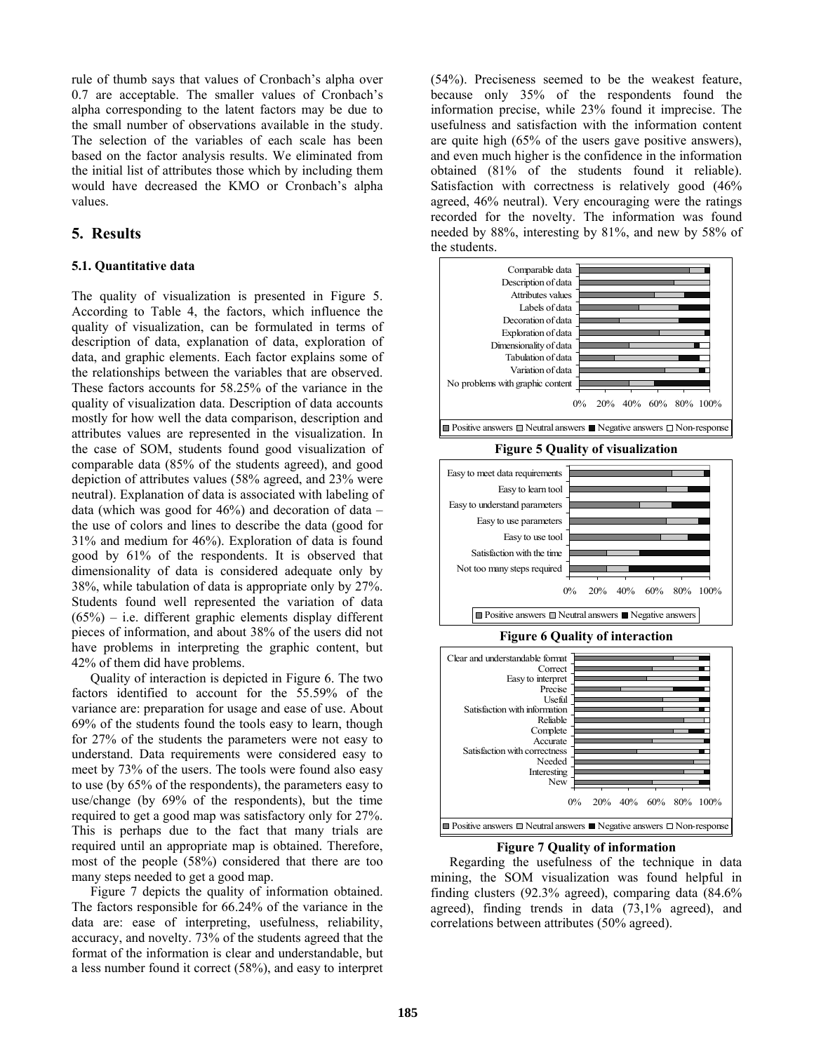rule of thumb says that values of Cronbach's alpha over 0.7 are acceptable. The smaller values of Cronbach's alpha corresponding to the latent factors may be due to the small number of observations available in the study. The selection of the variables of each scale has been based on the factor analysis results. We eliminated from the initial list of attributes those which by including them would have decreased the KMO or Cronbach's alpha values.

## 5. Results

### 5.1. Quantitative data

The quality of visualization is presented in Figure 5. According to Table 4, the factors, which influence the quality of visualization, can be formulated in terms of description of data, explanation of data, exploration of data, and graphic elements. Each factor explains some of the relationships between the variables that are observed. These factors accounts for 58.25% of the variance in the quality of visualization data. Description of data accounts mostly for how well the data comparison, description and attributes values are represented in the visualization. In the case of SOM, students found good visualization of comparable data (85% of the students agreed), and good depiction of attributes values (58% agreed, and 23% were neutral). Explanation of data is associated with labeling of data (which was good for 46%) and decoration of data – the use of colors and lines to describe the data (good for 31% and medium for 46%). Exploration of data is found good by 61% of the respondents. It is observed that dimensionality of data is considered adequate only by 38%, while tabulation of data is appropriate only by 27%. Students found well represented the variation of data (65%) – i.e. different graphic elements display different pieces of information, and about 38% of the users did not have problems in interpreting the graphic content, but 42% of them did have problems.

Quality of interaction is depicted in Figure 6. The two factors identified to account for the 55.59% of the variance are: preparation for usage and ease of use. About 69% of the students found the tools easy to learn, though for 27% of the students the parameters were not easy to understand. Data requirements were considered easy to meet by 73% of the users. The tools were found also easy to use (by 65% of the respondents), the parameters easy to use/change (by 69% of the respondents), but the time required to get a good map was satisfactory only for 27%. This is perhaps due to the fact that many trials are required until an appropriate map is obtained. Therefore, most of the people (58%) considered that there are too many steps needed to get a good map.

Figure 7 depicts the quality of information obtained. The factors responsible for 66.24% of the variance in the data are: ease of interpreting, usefulness, reliability, accuracy, and novelty. 73% of the students agreed that the format of the information is clear and understandable, but a less number found it correct (58%), and easy to interpret (54%). Preciseness seemed to be the weakest feature, because only 35% of the respondents found the information precise, while 23% found it imprecise. The usefulness and satisfaction with the information content are quite high (65% of the users gave positive answers), and even much higher is the confidence in the information obtained (81% of the students found it reliable). Satisfaction with correctness is relatively good (46% agreed, 46% neutral). Very encouraging were the ratings recorded for the novelty. The information was found needed by 88%, interesting by 81%, and new by 58% of the students.

**Figure 5 Quality of visualization**

**Figure 6 Quality of interaction**

**Figure 7 Quality of information**

Regarding the usefulness of the technique in data mining, the SOM visualization was found helpful in finding clusters (92.3% agreed), comparing data (84.6% agreed), finding trends in data (73,1% agreed), and correlations between attributes (50% agreed).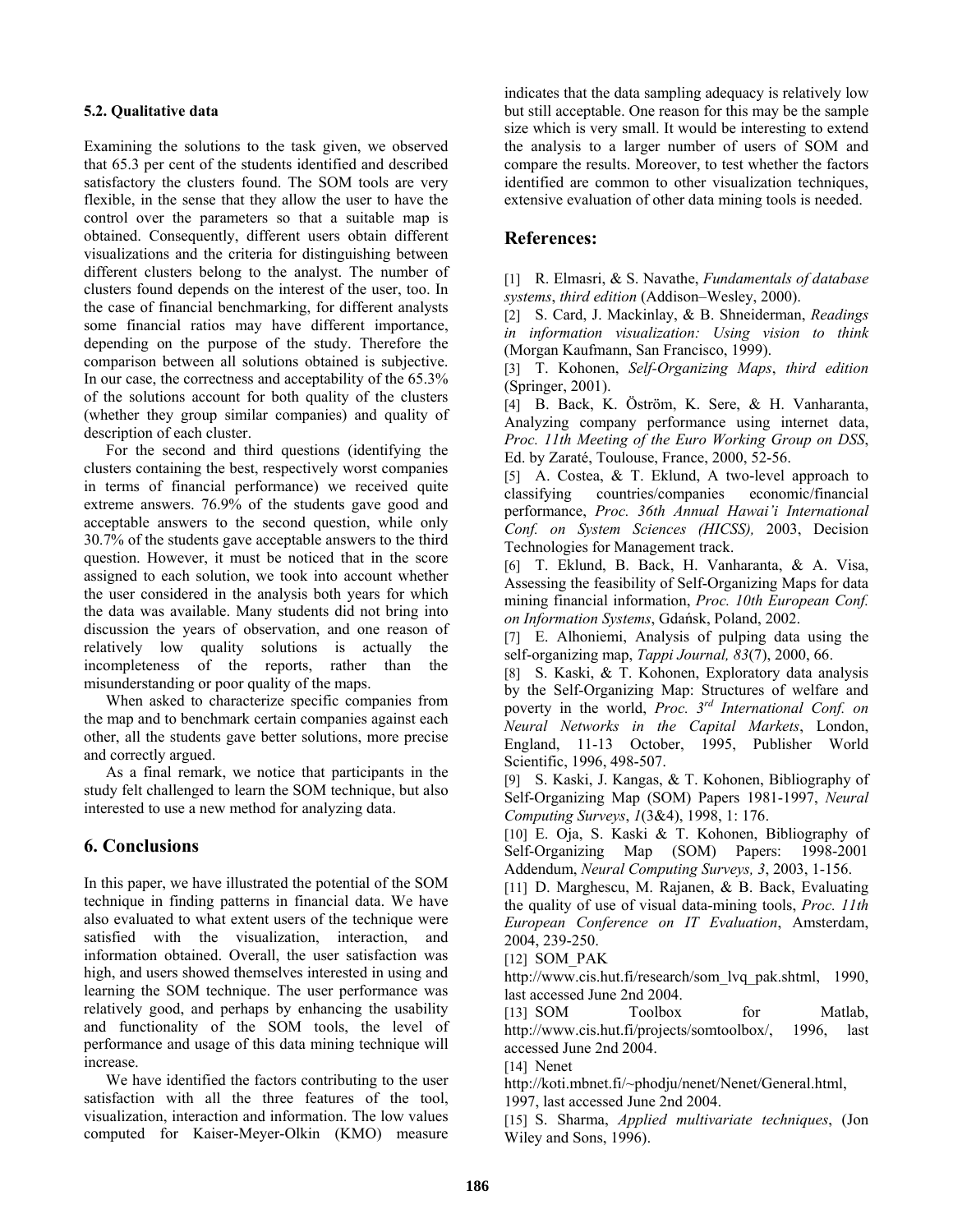### 5.2. Qualitative data

Examining the solutions to the task given, we observed that 65.3 per cent of the students identified and described satisfactory the clusters found. The SOM tools are very flexible, in the sense that they allow the user to have the control over the parameters so that a suitable map is obtained. Consequently, different users obtain different visualizations and the criteria for distinguishing between different clusters belong to the analyst. The number of clusters found depends on the interest of the user, too. In the case of financial benchmarking, for different analysts some financial ratios may have different importance, depending on the purpose of the study. Therefore the comparison between all solutions obtained is subjective. In our case, the correctness and acceptability of the 65.3% of the solutions account for both quality of the clusters (whether they group similar companies) and quality of description of each cluster.

For the second and third questions (identifying the clusters containing the best, respectively worst companies in terms of financial performance) we received quite extreme answers. 76.9% of the students gave good and acceptable answers to the second question, while only 30.7% of the students gave acceptable answers to the third question. However, it must be noticed that in the score assigned to each solution, we took into account whether the user considered in the analysis both years for which the data was available. Many students did not bring into discussion the years of observation, and one reason of relatively low quality solutions is actually the incompleteness of the reports, rather than the misunderstanding or poor quality of the maps.

When asked to characterize specific companies from the map and to benchmark certain companies against each other, all the students gave better solutions, more precise and correctly argued.

As a final remark, we notice that participants in the study felt challenged to learn the SOM technique, but also interested to use a new method for analyzing data.

## 6. Conclusions

In this paper, we have illustrated the potential of the SOM technique in finding patterns in financial data. We have also evaluated to what extent users of the technique were satisfied with the visualization, interaction, and information obtained. Overall, the user satisfaction was high, and users showed themselves interested in using and learning the SOM technique. The user performance was relatively good, and perhaps by enhancing the usability and functionality of the SOM tools, the level of performance and usage of this data mining technique will increase.

We have identified the factors contributing to the user satisfaction with all the three features of the tool, visualization, interaction and information. The low values computed for Kaiser-Meyer-Olkin (KMO) measure indicates that the data sampling adequacy is relatively low but still acceptable. One reason for this may be the sample size which is very small. It would be interesting to extend the analysis to a larger number of users of SOM and compare the results. Moreover, to test whether the factors identified are common to other visualization techniques, extensive evaluation of other data mining tools is needed.

## References:

[1] R. Elmasri, & S. Navathe, *Fundamentals of database systems*, *third edition* (Addison–Wesley, 2000).

[2] S. Card, J. Mackinlay, & B. Shneiderman, *Readings in information visualization: Using vision to think* (Morgan Kaufmann, San Francisco, 1999).

[3] T. Kohonen, *Self-Organizing Maps*, *third edition* (Springer, 2001).

[4] B. Back, K. Öström, K. Sere, & H. Vanharanta, Analyzing company performance using internet data, *Proc. 11th Meeting of the Euro Working Group on DSS*, Ed. by Zaraté, Toulouse, France, 2000, 52-56.

[5] A. Costea, & T. Eklund, A two-level approach to classifying countries/companies economic/financial performance, *Proc. 36th Annual Hawai'i International Conf. on System Sciences (HICSS),* 2003, Decision Technologies for Management track.

[6] T. Eklund, B. Back, H. Vanharanta, & A. Visa, Assessing the feasibility of Self-Organizing Maps for data mining financial information, *Proc. 10th European Conf. on Information Systems*, Gdańsk, Poland, 2002.

[7] E. Alhoniemi, Analysis of pulping data using the self-organizing map, *Tappi Journal, 83*(7), 2000, 66.

[8] S. Kaski, & T. Kohonen, Exploratory data analysis by the Self-Organizing Map: Structures of welfare and poverty in the world, *Proc. 3rd International Conf. on Neural Networks in the Capital Markets*, London, England, 11-13 October, 1995, Publisher World Scientific, 1996, 498-507.

[9] S. Kaski, J. Kangas, & T. Kohonen, Bibliography of Self-Organizing Map (SOM) Papers 1981-1997, *Neural Computing Surveys*, *1*(3&4), 1998, 1: 176.

[10] E. Oja, S. Kaski & T. Kohonen, Bibliography of Self-Organizing Map (SOM) Papers: 1998-2001 Addendum, *Neural Computing Surveys, 3*, 2003, 1-156.

[11] D. Marghescu, M. Rajanen, & B. Back, Evaluating the quality of use of visual data-mining tools, *Proc. 11th European Conference on IT Evaluation*, Amsterdam, 2004, 239-250.

[12] SOM_PAK http://www.cis.hut.fi/research/som_lvq_pak.shtml, 1990, last accessed June 2nd 2004.

[13] SOM Toolbox for Matlab, http://www.cis.hut.fi/projects/somtoolbox/, 1996, last accessed June 2nd 2004.

[14] Nenet http://koti.mbnet.fi/~phodju/nenet/Nenet/General.html, 1997, last accessed June 2nd 2004.

[15] S. Sharma, *Applied multivariate techniques*, (Jon Wiley and Sons, 1996).